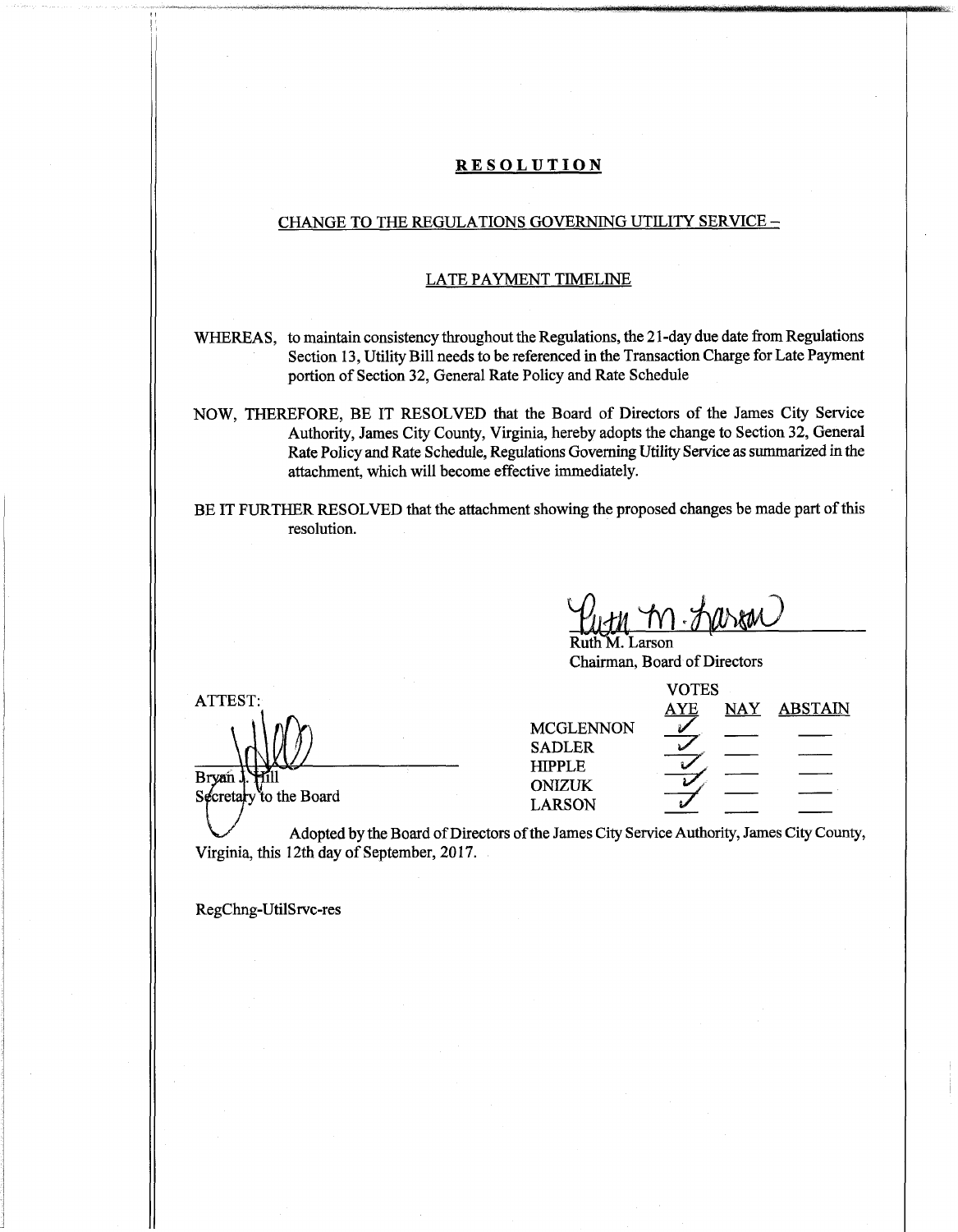**RESOLUTION**

CHANGE TO THE REGULATIONS GOVERNING UTILITY SERVICE –

LATE PAYMENT TIMELINE

WHEREAS, to maintain consistency throughout the Regulations, the 21-day due date from Regulations Section 13, Utility Bill needs to be referenced in the Transaction Charge for Late Payment portion of Section 32, General Rate Policy and Rate Schedule

NOW, THEREFORE, BE IT RESOLVED that the Board of Directors of the James City Service Authority, James City County, Virginia, hereby adopts the change to Section 32, General Rate Policy and Rate Schedule, Regulations Governing Utility Service as summarized in the attachment, which will become effective immediately.

BE IT FURTHER RESOLVED that the attachment showing the proposed changes be made part of this resolution.

Ruth M. Larson
Chairman, Board of Directors

ATTEST:

Bryan J. Hill
Secretary to the Board

| | VOTES | | |
|---|---|---|---|
| | AYE | NAY | ABSTAIN |
| MCGLENNON | ✓ | | |
| SADLER | ✓ | | |
| HIPPLE | ✓ | | |
| ONIZUK | ✓ | | |
| LARSON | ✓ | | |

Adopted by the Board of Directors of the James City Service Authority, James City County, Virginia, this 12th day of September, 2017.

RegChng-UtilSrvc-res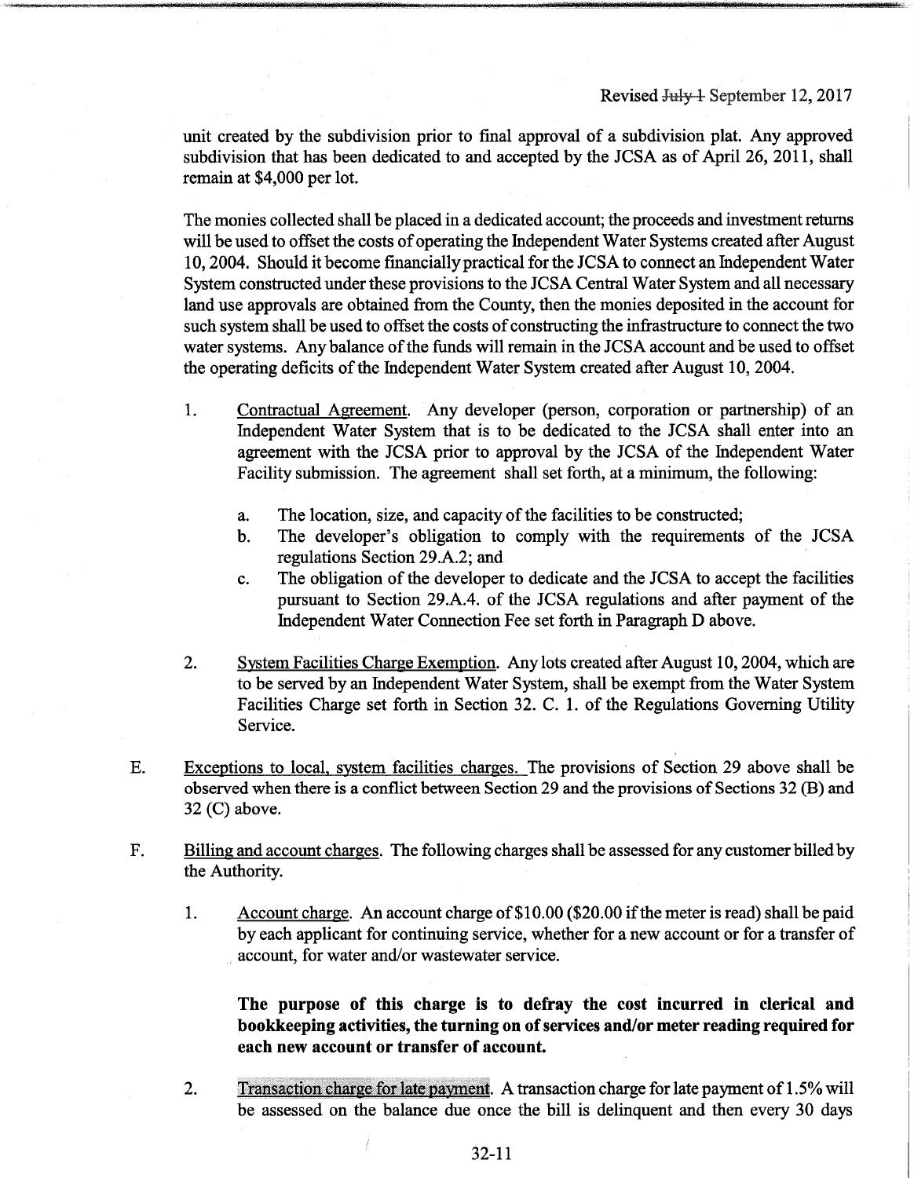unit created by the subdivision prior to final approval of a subdivision plat. Any approved subdivision that has been dedicated to and accepted by the JCSA as of April 26, 2011, shall remain at $4,000 per lot.

The monies collected shall be placed in a dedicated account; the proceeds and investment returns will be used to offset the costs of operating the Independent Water Systems created after August 10, 2004. Should it become financially practical for the JCSA to connect an Independent Water System constructed under these provisions to the JCSA Central Water System and all necessary land use approvals are obtained from the County, then the monies deposited in the account for such system shall be used to offset the costs of constructing the infrastructure to connect the two water systems. Any balance of the funds will remain in the JCSA account and be used to offset the operating deficits of the Independent Water System created after August 10, 2004.

1. Contractual Agreement. Any developer (person, corporation or partnership) of an Independent Water System that is to be dedicated to the JCSA shall enter into an agreement with the JCSA prior to approval by the JCSA of the Independent Water Facility submission. The agreement shall set forth, at a minimum, the following:

   a. The location, size, and capacity of the facilities to be constructed;
   b. The developer's obligation to comply with the requirements of the JCSA regulations Section 29.A.2; and
   c. The obligation of the developer to dedicate and the JCSA to accept the facilities pursuant to Section 29.A.4. of the JCSA regulations and after payment of the Independent Water Connection Fee set forth in Paragraph D above.

2. System Facilities Charge Exemption. Any lots created after August 10, 2004, which are to be served by an Independent Water System, shall be exempt from the Water System Facilities Charge set forth in Section 32. C. 1. of the Regulations Governing Utility Service.

E. Exceptions to local, system facilities charges. The provisions of Section 29 above shall be observed when there is a conflict between Section 29 and the provisions of Sections 32 (B) and 32 (C) above.

F. Billing and account charges. The following charges shall be assessed for any customer billed by the Authority.

1. Account charge. An account charge of $10.00 ($20.00 if the meter is read) shall be paid by each applicant for continuing service, whether for a new account or for a transfer of account, for water and/or wastewater service.

   **The purpose of this charge is to defray the cost incurred in clerical and bookkeeping activities, the turning on of services and/or meter reading required for each new account or transfer of account.**

2. Transaction charge for late payment. A transaction charge for late payment of 1.5% will be assessed on the balance due once the bill is delinquent and then every 30 days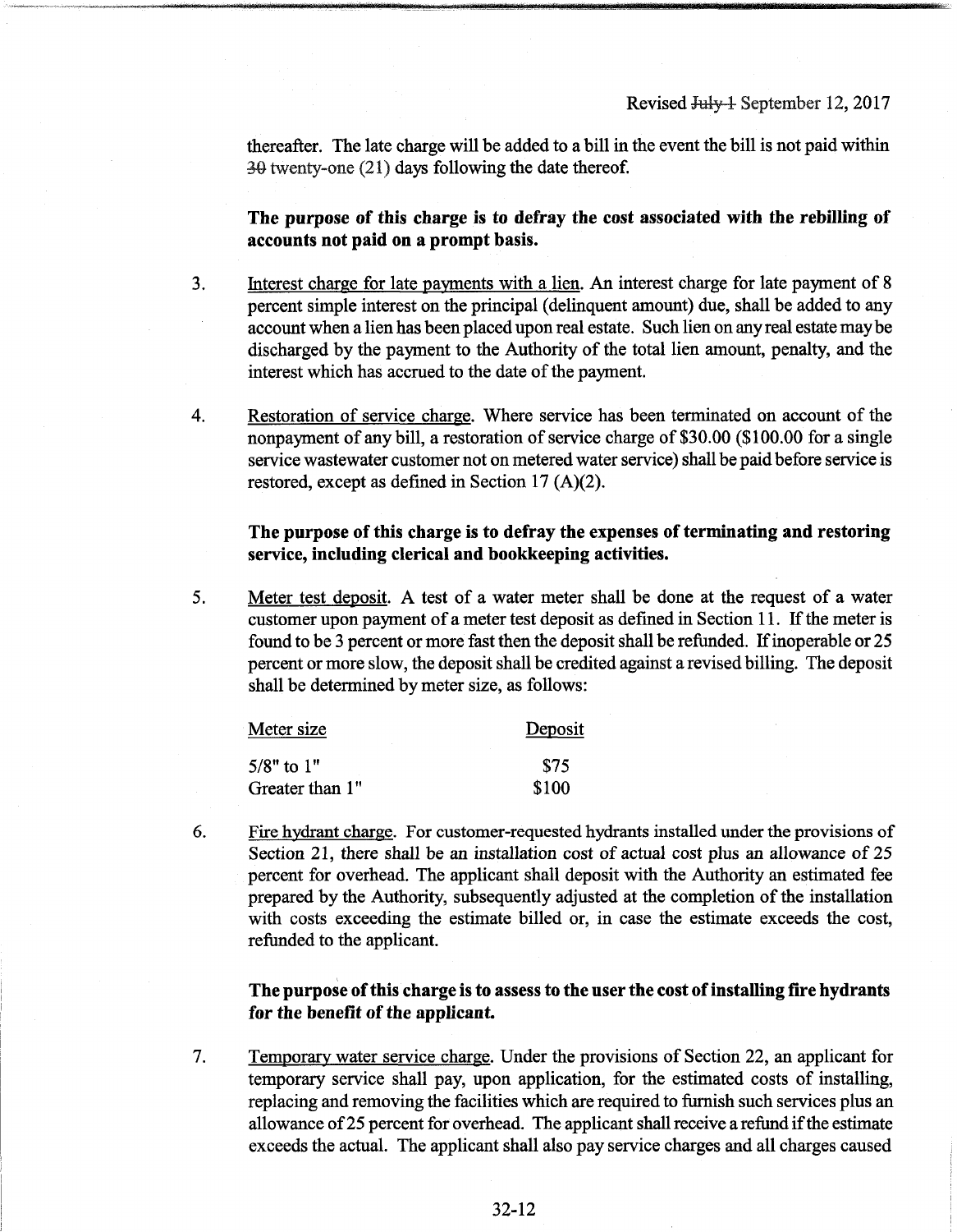thereafter. The late charge will be added to a bill in the event the bill is not paid within ~~30~~ twenty-one (21) days following the date thereof.

**The purpose of this charge is to defray the cost associated with the rebilling of accounts not paid on a prompt basis.**

3. Interest charge for late payments with a lien. An interest charge for late payment of 8 percent simple interest on the principal (delinquent amount) due, shall be added to any account when a lien has been placed upon real estate. Such lien on any real estate may be discharged by the payment to the Authority of the total lien amount, penalty, and the interest which has accrued to the date of the payment.

4. Restoration of service charge. Where service has been terminated on account of the nonpayment of any bill, a restoration of service charge of $30.00 ($100.00 for a single service wastewater customer not on metered water service) shall be paid before service is restored, except as defined in Section 17 (A)(2).

   **The purpose of this charge is to defray the expenses of terminating and restoring service, including clerical and bookkeeping activities.**

5. Meter test deposit. A test of a water meter shall be done at the request of a water customer upon payment of a meter test deposit as defined in Section 11. If the meter is found to be 3 percent or more fast then the deposit shall be refunded. If inoperable or 25 percent or more slow, the deposit shall be credited against a revised billing. The deposit shall be determined by meter size, as follows:

| Meter size | Deposit |
|---|---|
| 5/8" to 1" | $75 |
| Greater than 1" | $100 |

6. Fire hydrant charge. For customer-requested hydrants installed under the provisions of Section 21, there shall be an installation cost of actual cost plus an allowance of 25 percent for overhead. The applicant shall deposit with the Authority an estimated fee prepared by the Authority, subsequently adjusted at the completion of the installation with costs exceeding the estimate billed or, in case the estimate exceeds the cost, refunded to the applicant.

   **The purpose of this charge is to assess to the user the cost of installing fire hydrants for the benefit of the applicant.**

7. Temporary water service charge. Under the provisions of Section 22, an applicant for temporary service shall pay, upon application, for the estimated costs of installing, replacing and removing the facilities which are required to furnish such services plus an allowance of 25 percent for overhead. The applicant shall receive a refund if the estimate exceeds the actual. The applicant shall also pay service charges and all charges caused